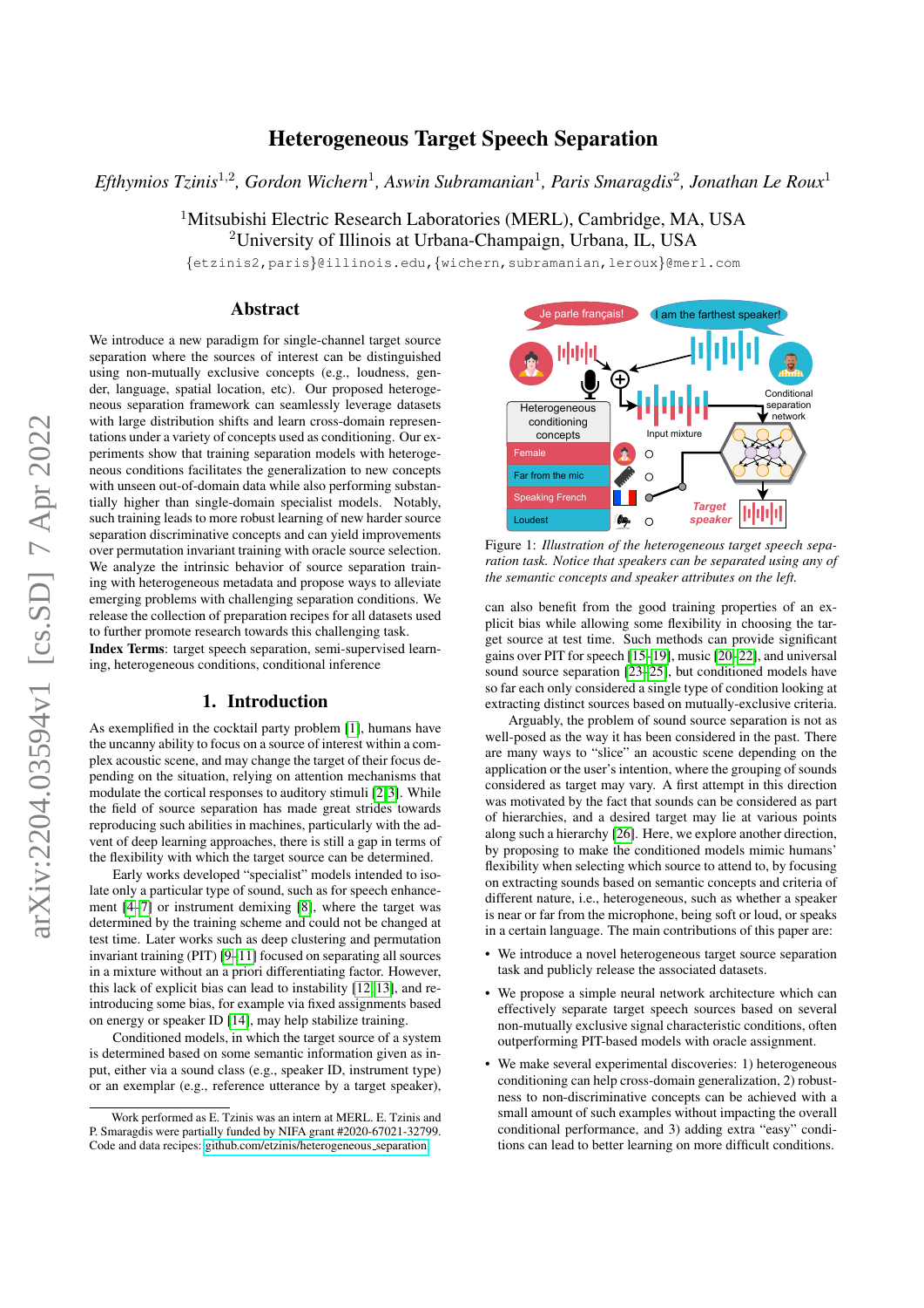# Heterogeneous Target Speech Separation

*Efthymios Tzinis*[1,2], *Gordon Wichern*[1], *Aswin Subramanian*[1], *Paris Smaragdis*[2], *Jonathan Le Roux*[1]

[1]Mitsubishi Electric Research Laboratories (MERL), Cambridge, MA, USA
[2]University of Illinois at Urbana-Champaign, Urbana, IL, USA

{etzinis2,paris}@illinois.edu, {wichern,subramanian,leroux}@merl.com

## Abstract

We introduce a new paradigm for single-channel target source separation where the sources of interest can be distinguished using non-mutually exclusive concepts (e.g., loudness, gender, language, spatial location, etc). Our proposed heterogeneous separation framework can seamlessly leverage datasets with large distribution shifts and learn cross-domain representations under a variety of concepts used as conditioning. Our experiments show that training separation models with heterogeneous conditions facilitates the generalization to new concepts with unseen out-of-domain data while also performing substantially higher than single-domain specialist models. Notably, such training leads to more robust learning of new harder source separation discriminative concepts and can yield improvements over permutation invariant training with oracle source selection. We analyze the intrinsic behavior of source separation training with heterogeneous metadata and propose ways to alleviate emerging problems with challenging separation conditions. We release the collection of preparation recipes for all datasets used to further promote research towards this challenging task.

**Index Terms**: target speech separation, semi-supervised learning, heterogeneous conditions, conditional inference

## 1. Introduction

As exemplified in the cocktail party problem [1], humans have the uncanny ability to focus on a source of interest within a complex acoustic scene, and may change the target of their focus depending on the situation, relying on attention mechanisms that modulate the cortical responses to auditory stimuli [2,3]. While the field of source separation has made great strides towards reproducing such abilities in machines, particularly with the advent of deep learning approaches, there is still a gap in terms of the flexibility with which the target source can be determined.

Early works developed "specialist" models intended to isolate only a particular type of sound, such as for speech enhancement [4–7] or instrument demixing [8], where the target was determined by the training scheme and could not be changed at test time. Later works such as deep clustering and permutation invariant training (PIT) [9–11] focused on separating all sources in a mixture without an a priori differentiating factor. However, this lack of explicit bias can lead to instability [12,13], and reintroducing some bias, for example via fixed assignments based on energy or speaker ID [14], may help stabilize training.

Conditioned models, in which the target source of a system is determined based on some semantic information given as input, either via a sound class (e.g., speaker ID, instrument type) or an exemplar (e.g., reference utterance by a target speaker), can also benefit from the good training properties of an explicit bias while allowing some flexibility in choosing the target source at test time. Such methods can provide significant gains over PIT for speech [15–19], music [20–22], and universal sound source separation [23–25], but conditioned models have so far each only considered a single type of condition looking at extracting distinct sources based on mutually-exclusive criteria.

Figure 1: *Illustration of the heterogeneous target speech separation task. Notice that speakers can be separated using any of the semantic concepts and speaker attributes on the left.*

Arguably, the problem of sound source separation is not as well-posed as the way it has been considered in the past. There are many ways to "slice" an acoustic scene depending on the application or the user's intention, where the grouping of sounds considered as target may vary. A first attempt in this direction was motivated by the fact that sounds can be considered as part of hierarchies, and a desired target may lie at various points along such a hierarchy [26]. Here, we explore another direction, by proposing to make the conditioned models mimic humans' flexibility when selecting which source to attend to, by focusing on extracting sounds based on semantic concepts and criteria of different nature, i.e., heterogeneous, such as whether a speaker is near or far from the microphone, being soft or loud, or speaks in a certain language. The main contributions of this paper are:

- We introduce a novel heterogeneous target source separation task and publicly release the associated datasets.
- We propose a simple neural network architecture which can effectively separate target speech sources based on several non-mutually exclusive signal characteristic conditions, often outperforming PIT-based models with oracle assignment.
- We make several experimental discoveries: 1) heterogeneous conditioning can help cross-domain generalization, 2) robustness to non-discriminative concepts can be achieved with a small amount of such examples without impacting the overall conditional performance, and 3) adding extra "easy" conditions can lead to better learning on more difficult conditions.

Work performed as E. Tzinis was an intern at MERL. E. Tzinis and P. Smaragdis were partially funded by NIFA grant #2020-67021-32799. Code and data recipes: github.com/etzinis/heterogeneous_separation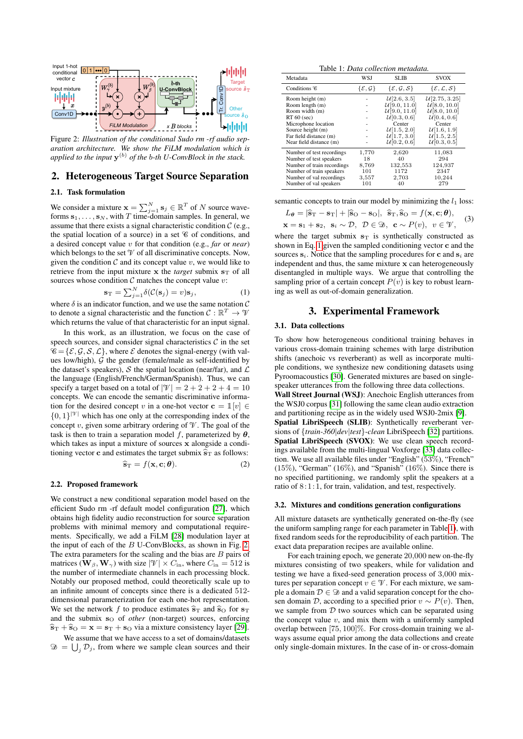Figure 2: *Illustration of the conditional Sudo rm -rf audio separation architecture. We show the FiLM modulation which is applied to the input $\mathbf{y}^{(b)}$ of the b-th U-ConvBlock in the stack.*

## 2. Heterogeneous Target Source Separation

### 2.1. Task formulation

We consider a mixture $\mathbf{x} = \sum_{j=1}^{N} \mathbf{s}_j \in \mathbb{R}^T$ of $N$ source waveforms $\mathbf{s}_1, \dots, \mathbf{s}_N$, with $T$ time-domain samples. In general, we assume that there exists a signal characteristic condition $\mathcal{C}$ (e.g., the spatial location of a source) in a set $\mathscr{C}$ of conditions, and a desired concept value $v$ for that condition (e.g., *far* or *near*) which belongs to the set $\mathscr{V}$ of all discriminative concepts. Now, given the condition $\mathcal{C}$ and its concept value $v$, we would like to retrieve from the input mixture $\mathbf{x}$ the *target* submix $\mathbf{s}_{\text{T}}$ of all sources whose condition $\mathcal{C}$ matches the concept value $v$:

$$\mathbf{s}_{\text{T}} = \textstyle\sum_{j=1}^{N} \delta(\mathcal{C}(\mathbf{s}_j) = v)\mathbf{s}_j, \tag{1}$$

where $\delta$ is an indicator function, and we use the same notation $\mathcal{C}$ to denote a signal characteristic and the function $\mathcal{C}: \mathbb{R}^T \rightarrow \mathscr{V}$ which returns the value of that characteristic for an input signal.

In this work, as an illustration, we focus on the case of speech sources, and consider signal characteristics $\mathcal{C}$ in the set $\mathscr{C} = \{\mathcal{E}, \mathcal{G}, \mathcal{S}, \mathcal{L}\}$, where $\mathcal{E}$ denotes the signal-energy (with values low/high), $\mathcal{G}$ the gender (female/male as self-identified by the dataset's speakers), $\mathcal{S}$ the spatial location (near/far), and $\mathcal{L}$ the language (English/French/German/Spanish). Thus, we can specify a target based on a total of $|\mathscr{V}| = 2+2+2+4 = 10$ concepts. We can encode the semantic discriminative information for the desired concept $v$ in a one-hot vector $\mathbf{c} = \mathbb{1}[v] \in \{0,1\}^{|\mathscr{V}|}$ which has one only at the corresponding index of the concept $v$, given some arbitrary ordering of $\mathscr{V}$. The goal of the task is then to train a separation model $f$, parameterized by $\boldsymbol{\theta}$, which takes as input a mixture of sources $\mathbf{x}$ alongside a conditioning vector $\mathbf{c}$ and estimates the target submix $\widehat{\mathbf{s}}_{\text{T}}$ as follows:

$$\widehat{\mathbf{s}}_{\text{T}} = f(\mathbf{x}, \mathbf{c}; \boldsymbol{\theta}). \tag{2}$$

### 2.2. Proposed framework

We construct a new conditional separation model based on the efficient Sudo rm -rf default model configuration [27], which obtains high fidelity audio reconstruction for source separation problems with minimal memory and computational requirements. Specifically, we add a FiLM [28] modulation layer at the input of each of the $B$ U-ConvBlocks, as shown in Fig. 2. The extra parameters for the scaling and the bias are $B$ pairs of matrices $(\mathbf{W}_\beta, \mathbf{W}_\gamma)$ with size $|\mathscr{V}| \times C_{\text{in}}$, where $C_{\text{in}} = 512$ is the number of intermediate channels in each processing block. Notably our proposed method, could theoretically scale up to an infinite amount of concepts since there is a dedicated 512-dimensional parameterization for each one-hot representation. We set the network $f$ to produce estimates $\widehat{\mathbf{s}}_{\text{T}}$ and $\widehat{\mathbf{s}}_{\text{O}}$ for $\mathbf{s}_{\text{T}}$ and the submix $\mathbf{s}_{\text{O}}$ of *other* (non-target) sources, enforcing $\widehat{\mathbf{s}}_{\text{T}} + \widehat{\mathbf{s}}_{\text{O}} = \mathbf{x} = \mathbf{s}_{\text{T}} + \mathbf{s}_{\text{O}}$ via a mixture consistency layer [29].

We assume that we have access to a set of domains/datasets $\mathscr{D} = \bigcup_j \mathcal{D}_j$, from where we sample clean sources and their semantic concepts to train our model by minimizing the $l_1$ loss:

$$\begin{aligned} L_{\boldsymbol{\theta}} &= |\widehat{\mathbf{s}}_{\text{T}} - \mathbf{s}_{\text{T}}| + |\widehat{\mathbf{s}}_{\text{O}} - \mathbf{s}_{\text{O}}|, \quad \widehat{\mathbf{s}}_{\text{T}}, \widehat{\mathbf{s}}_{\text{O}} = f(\mathbf{x}, \mathbf{c}; \boldsymbol{\theta}), \\ \mathbf{x} &= \mathbf{s}_1 + \mathbf{s}_2, \ \ \mathbf{s}_i \sim \mathcal{D}, \ \ \mathcal{D} \in \mathscr{D}, \ \ \mathbf{c} \sim P(v), \ \ v \in \mathscr{V}, \end{aligned} \tag{3}$$

where the target submix $\mathbf{s}_{\text{T}}$ is synthetically constructed as shown in Eq. 1 given the sampled conditioning vector $\mathbf{c}$ and the sources $\mathbf{s}_i$. Notice that the sampling procedures for $\mathbf{c}$ and $\mathbf{s}_i$ are independent and thus, the same mixture $\mathbf{x}$ can heterogeneously disentangled in multiple ways. We argue that controlling the sampling prior of a certain concept $P(v)$ is key to robust learning as well as out-of-domain generalization.

## 3. Experimental Framework

Table 1: *Data collection metadata.*

| Metadata | WSJ | SLIB | SVOX |
|---|---|---|---|
| Conditions $\mathscr{C}$ | $\{\mathcal{E}, \mathcal{G}\}$ | $\{\mathcal{E}, \mathcal{G}, \mathcal{S}\}$ | $\{\mathcal{E}, \mathcal{L}, \mathcal{S}\}$ |
| Room height (m) | - | $\mathcal{U}[2.6, 3.5]$ | $\mathcal{U}[2.75, 3.25]$ |
| Room length (m) | - | $\mathcal{U}[9.0, 11.0]$ | $\mathcal{U}[8.0, 10.0]$ |
| Room width (m) | - | $\mathcal{U}[9.0, 11.0]$ | $\mathcal{U}[8.0, 10.0]$ |
| RT 60 (sec) | - | $\mathcal{U}[0.3, 0.6]$ | $\mathcal{U}[0.4, 0.6]$ |
| Microphone location | - | Center | Center |
| Source height (m) | - | $\mathcal{U}[1.5, 2.0]$ | $\mathcal{U}[1.6, 1.9]$ |
| Far field distance (m) | - | $\mathcal{U}[1.7, 3.0]$ | $\mathcal{U}[1.5, 2.5]$ |
| Near field distance (m) | - | $\mathcal{U}[0.2, 0.6]$ | $\mathcal{U}[0.3, 0.5]$ |
| Number of test recordings | 1,770 | 2,620 | 11,083 |
| Number of test speakers | 18 | 40 | 294 |
| Number of train recordings | 8,769 | 132,553 | 124,937 |
| Number of train speakers | 101 | 1172 | 2347 |
| Number of val recordings | 3,557 | 2,703 | 10,244 |
| Number of val speakers | 101 | 40 | 279 |

### 3.1. Data collections

To show how heterogeneous conditional training behaves in various cross-domain training schemes with large distribution shifts (anechoic vs reverberant) as well as incorporate multiple conditions, we synthesize new conditioning datasets using Pyroomacoustics [30]. Generated mixtures are based on single-speaker utterances from the following three data collections.

**Wall Street Journal (WSJ)**: Anechoic English utterances from the WSJ0 corpus [31] following the same clean audio extraction and partitioning recipe as in the widely used WSJ0-2mix [9].

**Spatial LibriSpeech (SLIB)**: Synthetically reverberant versions of *{train-360|dev|test}-clean* LibriSpeech [32] partitions.

**Spatial LibriSpeech (SVOX)**: We use clean speech recordings available from the multi-lingual Voxforge [33] data collection. We use all available files under "English" (53%), "French" (15%), "German" (16%), and "Spanish" (16%). Since there is no specified partitioning, we randomly split the speakers at a ratio of 8 : 1 : 1, for train, validation, and test, respectively.

### 3.2. Mixtures and conditions generation configurations

All mixture datasets are synthetically generated on-the-fly (see the uniform sampling range for each parameter in Table 1), with fixed random seeds for the reproducibility of each partition. The exact data preparation recipes are available online.

For each training epoch, we generate 20,000 new on-the-fly mixtures consisting of two speakers, while for validation and testing we have a fixed-seed generation process of 3,000 mixtures per separation concept $v \in \mathscr{V}$. For each mixture, we sample a domain $\mathcal{D} \in \mathscr{D}$ and a valid separation concept for the chosen domain $\mathcal{D}$, according to a specified prior $v \sim P(v)$. Then, we sample from $\mathcal{D}$ two sources which can be separated using the concept value $v$, and mix them with a uniformly sampled overlap between $[75, 100]$%. For cross-domain training we always assume equal prior among the data collections and create only single-domain mixtures. In the case of in- or cross-domain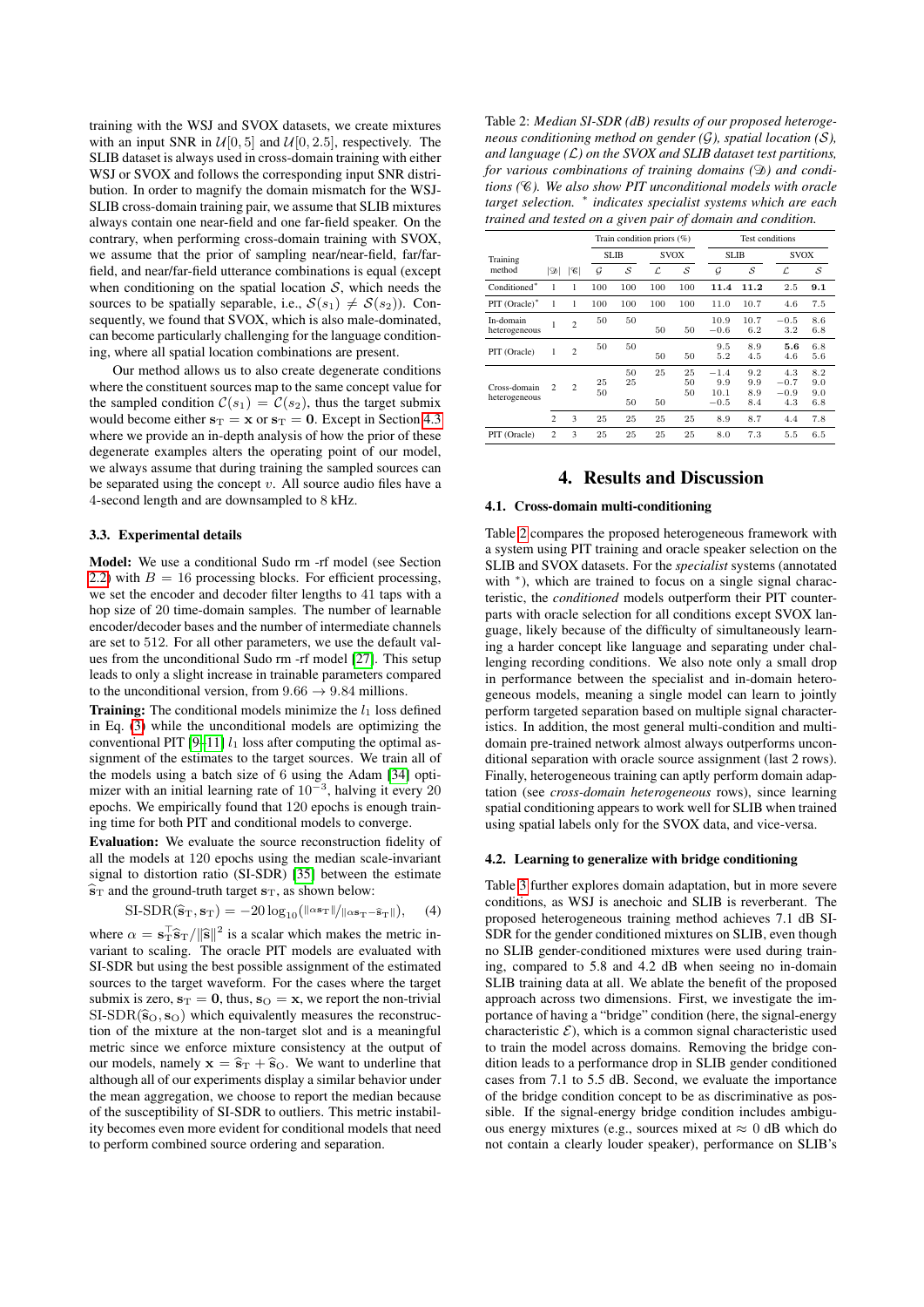training with the WSJ and SVOX datasets, we create mixtures with an input SNR in $\mathcal{U}[0, 5]$ and $\mathcal{U}[0, 2.5]$, respectively. The SLIB dataset is always used in cross-domain training with either WSJ or SVOX and follows the corresponding input SNR distribution. In order to magnify the domain mismatch for the WSJ-SLIB cross-domain training pair, we assume that SLIB mixtures always contain one near-field and one far-field speaker. On the contrary, when performing cross-domain training with SVOX, we assume that the prior of sampling near/near-field, far/far-field, and near/far-field utterance combinations is equal (except when conditioning on the spatial location $\mathcal{S}$, which needs the sources to be spatially separable, i.e., $\mathcal{S}(s_1) \neq \mathcal{S}(s_2)$). Consequently, we found that SVOX, which is also male-dominated, can become particularly challenging for the language conditioning, where all spatial location combinations are present.

Our method allows us to also create degenerate conditions where the constituent sources map to the same concept value for the sampled condition $\mathcal{C}(s_1) = \mathcal{C}(s_2)$, thus the target submix would become either $\mathbf{s}_\mathrm{T} = \mathbf{x}$ or $\mathbf{s}_\mathrm{T} = \mathbf{0}$. Except in Section 4.3 where we provide an in-depth analysis of how the prior of these degenerate examples alters the operating point of our model, we always assume that during training the sampled sources can be separated using the concept $v$. All source audio files have a 4-second length and are downsampled to 8 kHz.

### 3.3. Experimental details

**Model:** We use a conditional Sudo rm -rf model (see Section 2.2) with $B = 16$ processing blocks. For efficient processing, we set the encoder and decoder filter lengths to 41 taps with a hop size of 20 time-domain samples. The number of learnable encoder/decoder bases and the number of intermediate channels are set to 512. For all other parameters, we use the default values from the unconditional Sudo rm -rf model [27]. This setup leads to only a slight increase in trainable parameters compared to the unconditional version, from $9.66 \rightarrow 9.84$ millions.

**Training:** The conditional models minimize the $l_1$ loss defined in Eq. (3) while the unconditional models are optimizing the conventional PIT [9–11] $l_1$ loss after computing the optimal assignment of the estimates to the target sources. We train all of the models using a batch size of 6 using the Adam [34] optimizer with an initial learning rate of $10^{-3}$, halving it every 20 epochs. We empirically found that 120 epochs is enough training time for both PIT and conditional models to converge.

**Evaluation:** We evaluate the source reconstruction fidelity of all the models at 120 epochs using the median scale-invariant signal to distortion ratio (SI-SDR) [35] between the estimate $\widehat{\mathbf{s}}_\mathrm{T}$ and the ground-truth target $\mathbf{s}_\mathrm{T}$, as shown below:

$$\text{SI-SDR}(\widehat{\mathbf{s}}_\mathrm{T}, \mathbf{s}_\mathrm{T}) = -20 \log_{10}(\|\alpha \mathbf{s}_\mathrm{T}\| / \|\alpha \mathbf{s}_\mathrm{T} - \widehat{\mathbf{s}}_\mathrm{T}\|), \quad (4)$$

where $\alpha = \mathbf{s}_\mathrm{T}^\top \widehat{\mathbf{s}}_\mathrm{T} / \|\widehat{\mathbf{s}}\|^2$ is a scalar which makes the metric invariant to scaling. The oracle PIT models are evaluated with SI-SDR but using the best possible assignment of the estimated sources to the target waveform. For the cases where the target submix is zero, $\mathbf{s}_\mathrm{T} = \mathbf{0}$, thus, $\mathbf{s}_\mathrm{O} = \mathbf{x}$, we report the non-trivial $\text{SI-SDR}(\widehat{\mathbf{s}}_\mathrm{O}, \mathbf{s}_\mathrm{O})$ which equivalently measures the reconstruction of the mixture at the non-target slot and is a meaningful metric since we enforce mixture consistency at the output of our models, namely $\mathbf{x} = \widehat{\mathbf{s}}_\mathrm{T} + \widehat{\mathbf{s}}_\mathrm{O}$. We want to underline that although all of our experiments display a similar behavior under the mean aggregation, we choose to report the median because of the susceptibility of SI-SDR to outliers. This metric instability becomes even more evident for conditional models that need to perform combined source ordering and separation.

*Table 2: Median SI-SDR (dB) results of our proposed heterogeneous conditioning method on gender ($\mathcal{G}$), spatial location ($\mathcal{S}$), and language ($\mathcal{L}$) on the SVOX and SLIB dataset test partitions, for various combinations of training domains ($\mathfrak{D}$) and conditions ($\mathfrak{C}$). We also show PIT unconditional models with oracle target selection. * indicates specialist systems which are each trained and tested on a given pair of domain and condition.*

| Training method | $\|\mathfrak{D}\|$ | $\|\mathfrak{C}\|$ | Train condition priors (%) | | | | Test conditions | | | |
|---|---|---|---|---|---|---|---|---|---|---|
| | | | SLIB | | SVOX | | SLIB | | SVOX | |
| | | | $\mathcal{G}$ | $\mathcal{S}$ | $\mathcal{L}$ | $\mathcal{S}$ | $\mathcal{G}$ | $\mathcal{S}$ | $\mathcal{L}$ | $\mathcal{S}$ |
| Conditioned* | 1 | 1 | 100 | 100 | 100 | 100 | **11.4** | **11.2** | 2.5 | **9.1** |
| PIT (Oracle)* | 1 | 1 | 100 | 100 | 100 | 100 | 11.0 | 10.7 | 4.6 | 7.5 |
| In-domain heterogeneous | 1 | 2 | 50 | 50 | | | 10.9 | 10.7 | −0.5 | 8.6 |
| | | | | | 50 | 50 | −0.6 | 6.2 | 3.2 | 6.8 |
| PIT (Oracle) | 1 | 2 | 50 | 50 | | | 9.5 | 8.9 | **5.6** | 6.8 |
| | | | | | 50 | 50 | 5.2 | 4.5 | 4.6 | 5.6 |
| Cross-domain heterogeneous | 2 | 2 | | 50 | 25 | 25 | −1.4 | 9.2 | 4.3 | 8.2 |
| | | | 25 | 25 | | 50 | 9.9 | 9.9 | −0.7 | 9.0 |
| | | | 50 | | | 50 | 10.1 | 8.9 | −0.9 | 9.0 |
| | | | | 50 | 50 | | −0.5 | 8.4 | 4.3 | 6.8 |
| | 2 | 3 | 25 | 25 | 25 | 25 | 8.9 | 8.7 | 4.4 | 7.8 |
| PIT (Oracle) | 2 | 3 | 25 | 25 | 25 | 25 | 8.0 | 7.3 | 5.5 | 6.5 |

## 4. Results and Discussion

### 4.1. Cross-domain multi-conditioning

Table 2 compares the proposed heterogeneous framework with a system using PIT training and oracle speaker selection on the SLIB and SVOX datasets. For the *specialist* systems (annotated with *), which are trained to focus on a single signal characteristic, the *conditioned* models outperform their PIT counterparts with oracle selection for all conditions except SVOX language, likely because of the difficulty of simultaneously learning a harder concept like language and separating under challenging recording conditions. We also note only a small drop in performance between the specialist and in-domain heterogeneous models, meaning a single model can learn to jointly perform targeted separation based on multiple signal characteristics. In addition, the most general multi-condition and multi-domain pre-trained network almost always outperforms unconditional separation with oracle source assignment (last 2 rows). Finally, heterogeneous training can aptly perform domain adaptation (see *cross-domain heterogeneous* rows), since learning spatial conditioning appears to work well for SLIB when trained using spatial labels only for the SVOX data, and vice-versa.

### 4.2. Learning to generalize with bridge conditioning

Table 3 further explores domain adaptation, but in more severe conditions, as WSJ is anechoic and SLIB is reverberant. The proposed heterogeneous training method achieves 7.1 dB SI-SDR for the gender conditioned mixtures on SLIB, even though no SLIB gender-conditioned mixtures were used during training, compared to 5.8 and 4.2 dB when seeing no in-domain SLIB training data at all. We ablate the benefit of the proposed approach across two dimensions. First, we investigate the importance of having a "bridge" condition (here, the signal-energy characteristic $\mathcal{E}$), which is a common signal characteristic used to train the model across domains. Removing the bridge condition leads to a performance drop in SLIB gender conditioned cases from 7.1 to 5.5 dB. Second, we evaluate the importance of the bridge condition concept to be as discriminative as possible. If the signal-energy bridge condition includes ambiguous energy mixtures (e.g., sources mixed at $\approx 0$ dB which do not contain a clearly louder speaker), performance on SLIB's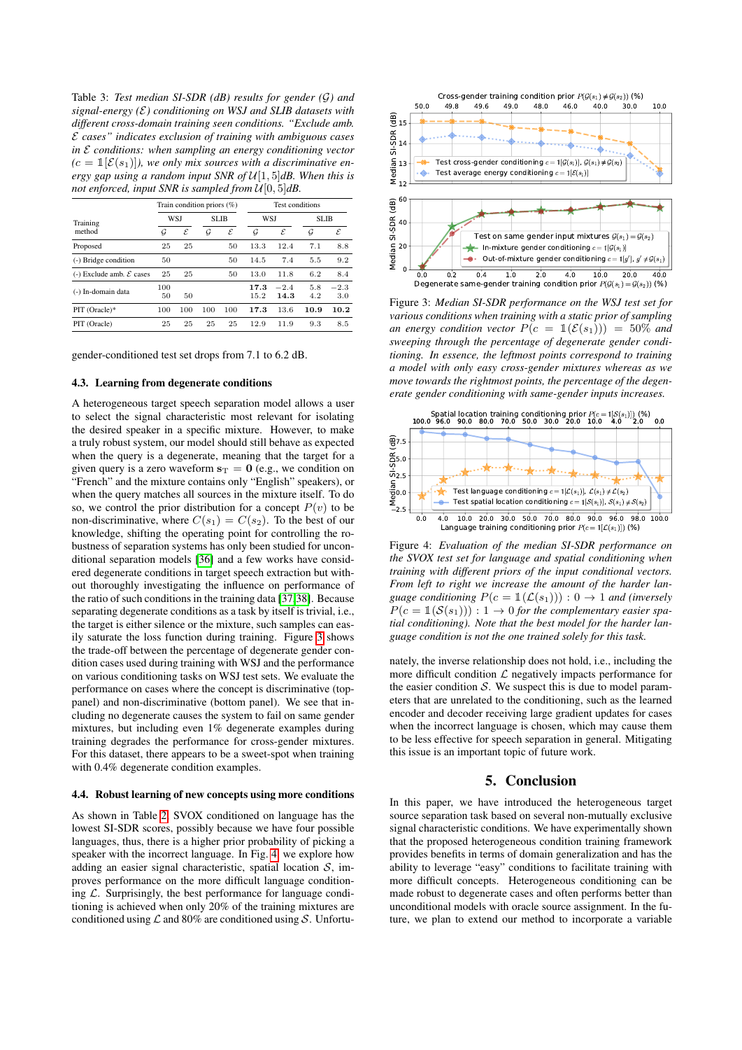Table 3: *Test median SI-SDR (dB) results for gender ($\mathcal{G}$) and signal-energy ($\mathcal{E}$) conditioning on WSJ and SLIB datasets with different cross-domain training seen conditions. "Exclude amb. $\mathcal{E}$ cases" indicates exclusion of training with ambiguous cases in $\mathcal{E}$ conditions: when sampling an energy conditioning vector ($c = \mathbb{1}[\mathcal{E}(s_1)]$), we only mix sources with a discriminative energy gap using a random input SNR of $\mathcal{U}[1, 5]$dB. When this is not enforced, input SNR is sampled from $\mathcal{U}[0, 5]$dB.*

| Training method | Train condition priors (%) | | | | Test conditions | | | |
|---|---|---|---|---|---|---|---|---|
| | WSJ | | SLIB | | WSJ | | SLIB | |
| | $\mathcal{G}$ | $\mathcal{E}$ | $\mathcal{G}$ | $\mathcal{E}$ | $\mathcal{G}$ | $\mathcal{E}$ | $\mathcal{G}$ | $\mathcal{E}$ |
| Proposed | 25 | 25 | | 50 | 13.3 | 12.4 | 7.1 | 8.8 |
| (-) Bridge condition | 50 | | | 50 | 14.5 | 7.4 | 5.5 | 9.2 |
| (-) Exclude amb. $\mathcal{E}$ cases | 25 | 25 | | 50 | 13.0 | 11.8 | 6.2 | 8.4 |
| (-) In-domain data | 100 | | | | **17.3** | −2.4 | 5.8 | −2.3 |
| | 50 | 50 | | | 15.2 | **14.3** | 4.2 | 3.0 |
| PIT (Oracle)* | 100 | 100 | 100 | 100 | **17.3** | 13.6 | **10.9** | **10.2** |
| PIT (Oracle) | 25 | 25 | 25 | 25 | 12.9 | 11.9 | 9.3 | 8.5 |

gender-conditioned test set drops from 7.1 to 6.2 dB.

### 4.3. Learning from degenerate conditions

A heterogeneous target speech separation model allows a user to select the signal characteristic most relevant for isolating the desired speaker in a specific mixture. However, to make a truly robust system, our model should still behave as expected when the query is a degenerate, meaning that the target for a given query is a zero waveform $\mathbf{s}_\mathrm{T} = \mathbf{0}$ (e.g., we condition on "French" and the mixture contains only "English" speakers), or when the query matches all sources in the mixture itself. To do so, we control the prior distribution for a concept $P(v)$ to be non-discriminative, where $C(s_1) = C(s_2)$. To the best of our knowledge, shifting the operating point for controlling the robustness of separation systems has only been studied for unconditional separation models [36] and a few works have considered degenerate conditions in target speech extraction but without thoroughly investigating the influence on performance of the ratio of such conditions in the training data [37, 38]. Because separating degenerate conditions as a task by itself is trivial, i.e., the target is either silence or the mixture, such samples can easily saturate the loss function during training. Figure 3 shows the trade-off between the percentage of degenerate gender condition cases used during training with WSJ and the performance on various conditioning tasks on WSJ test sets. We evaluate the performance on cases where the concept is discriminative (top-panel) and non-discriminative (bottom panel). We see that including no degenerate causes the system to fail on same gender mixtures, but including even 1% degenerate examples during training degrades the performance for cross-gender mixtures. For this dataset, there appears to be a sweet-spot when training with 0.4% degenerate condition examples.

### 4.4. Robust learning of new concepts using more conditions

As shown in Table 2, SVOX conditioned on language has the lowest SI-SDR scores, possibly because we have four possible languages, thus, there is a higher prior probability of picking a speaker with the incorrect language. In Fig. 4, we explore how adding an easier signal characteristic, spatial location $\mathcal{S}$, improves performance on the more difficult language conditioning $\mathcal{L}$. Surprisingly, the best performance for language conditioning is achieved when only 20% of the training mixtures are conditioned using $\mathcal{L}$ and 80% are conditioned using $\mathcal{S}$. Unfortunately, the inverse relationship does not hold, i.e., including the more difficult condition $\mathcal{L}$ negatively impacts performance for the easier condition $\mathcal{S}$. We suspect this is due to model parameters that are unrelated to the conditioning, such as the learned encoder and decoder receiving large gradient updates for cases when the incorrect language is chosen, which may cause them to be less effective for speech separation in general. Mitigating this issue is an important topic of future work.

Figure 3: *Median SI-SDR performance on the WSJ test set for various conditions when training with a static prior of sampling an energy condition vector $P(c = \mathbb{1}(\mathcal{E}(s_1))) = 50\%$ and sweeping through the percentage of degenerate gender conditioning. In essence, the leftmost points correspond to training a model with only easy cross-gender mixtures whereas as we move towards the rightmost points, the percentage of the degenerate gender conditioning with same-gender inputs increases.*

Figure 4: *Evaluation of the median SI-SDR performance on the SVOX test set for language and spatial conditioning when training with different priors of the conditional vectors. From left to right we increase the amount of the harder language conditioning $P(c = \mathbb{1}(\mathcal{L}(s_1))) : 0 \rightarrow 1$ and (inversely $P(c = \mathbb{1}(\mathcal{S}(s_1))) : 1 \rightarrow 0$ for the complementary easier spatial conditioning). Note that the best model for the harder language condition is not the one trained solely for this task.*

## 5. Conclusion

In this paper, we have introduced the heterogeneous target source separation task based on several non-mutually exclusive signal characteristic conditions. We have experimentally shown that the proposed heterogeneous condition training framework provides benefits in terms of domain generalization and has the ability to leverage "easy" conditions to facilitate training with more difficult concepts. Heterogeneous conditioning can be made robust to degenerate cases and often performs better than unconditional models with oracle source assignment. In the future, we plan to extend our method to incorporate a variable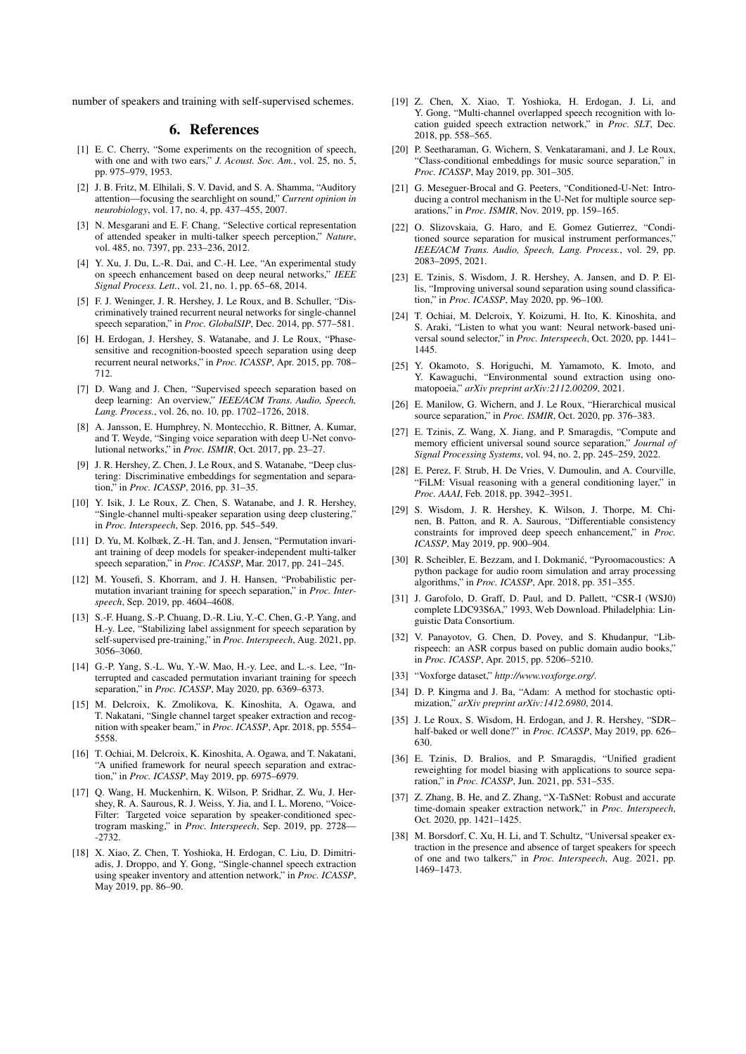number of speakers and training with self-supervised schemes.

## 6. References

[1] E. C. Cherry, "Some experiments on the recognition of speech, with one and with two ears," *J. Acoust. Soc. Am.*, vol. 25, no. 5, pp. 975–979, 1953.

[2] J. B. Fritz, M. Elhilali, S. V. David, and S. A. Shamma, "Auditory attention—focusing the searchlight on sound," *Current opinion in neurobiology*, vol. 17, no. 4, pp. 437–455, 2007.

[3] N. Mesgarani and E. F. Chang, "Selective cortical representation of attended speaker in multi-talker speech perception," *Nature*, vol. 485, no. 7397, pp. 233–236, 2012.

[4] Y. Xu, J. Du, L.-R. Dai, and C.-H. Lee, "An experimental study on speech enhancement based on deep neural networks," *IEEE Signal Process. Lett.*, vol. 21, no. 1, pp. 65–68, 2014.

[5] F. J. Weninger, J. R. Hershey, J. Le Roux, and B. Schuller, "Discriminatively trained recurrent neural networks for single-channel speech separation," in *Proc. GlobalSIP*, Dec. 2014, pp. 577–581.

[6] H. Erdogan, J. Hershey, S. Watanabe, and J. Le Roux, "Phase-sensitive and recognition-boosted speech separation using deep recurrent neural networks," in *Proc. ICASSP*, Apr. 2015, pp. 708–712.

[7] D. Wang and J. Chen, "Supervised speech separation based on deep learning: An overview," *IEEE/ACM Trans. Audio, Speech, Lang. Process.*, vol. 26, no. 10, pp. 1702–1726, 2018.

[8] A. Jansson, E. Humphrey, N. Montecchio, R. Bittner, A. Kumar, and T. Weyde, "Singing voice separation with deep U-Net convolutional networks," in *Proc. ISMIR*, Oct. 2017, pp. 23–27.

[9] J. R. Hershey, Z. Chen, J. Le Roux, and S. Watanabe, "Deep clustering: Discriminative embeddings for segmentation and separation," in *Proc. ICASSP*, 2016, pp. 31–35.

[10] Y. Isik, J. Le Roux, Z. Chen, S. Watanabe, and J. R. Hershey, "Single-channel multi-speaker separation using deep clustering," in *Proc. Interspeech*, Sep. 2016, pp. 545–549.

[11] D. Yu, M. Kolbæk, Z.-H. Tan, and J. Jensen, "Permutation invariant training of deep models for speaker-independent multi-talker speech separation," in *Proc. ICASSP*, Mar. 2017, pp. 241–245.

[12] M. Yousefi, S. Khorram, and J. H. Hansen, "Probabilistic permutation invariant training for speech separation," in *Proc. Interspeech*, Sep. 2019, pp. 4604–4608.

[13] S.-F. Huang, S.-P. Chuang, D.-R. Liu, Y.-C. Chen, G.-P. Yang, and H.-y. Lee, "Stabilizing label assignment for speech separation by self-supervised pre-training," in *Proc. Interspeech*, Aug. 2021, pp. 3056–3060.

[14] G.-P. Yang, S.-L. Wu, Y.-W. Mao, H.-y. Lee, and L.-s. Lee, "Interrupted and cascaded permutation invariant training for speech separation," in *Proc. ICASSP*, May 2020, pp. 6369–6373.

[15] M. Delcroix, K. Zmolikova, K. Kinoshita, A. Ogawa, and T. Nakatani, "Single channel target speaker extraction and recognition with speaker beam," in *Proc. ICASSP*, Apr. 2018, pp. 5554–5558.

[16] T. Ochiai, M. Delcroix, K. Kinoshita, A. Ogawa, and T. Nakatani, "A unified framework for neural speech separation and extraction," in *Proc. ICASSP*, May 2019, pp. 6975–6979.

[17] Q. Wang, H. Muckenhirn, K. Wilson, P. Sridhar, Z. Wu, J. Hershey, R. A. Saurous, R. J. Weiss, Y. Jia, and I. L. Moreno, "VoiceFilter: Targeted voice separation by speaker-conditioned spectrogram masking," in *Proc. Interspeech*, Sep. 2019, pp. 2728—-2732.

[18] X. Xiao, Z. Chen, T. Yoshioka, H. Erdogan, C. Liu, D. Dimitriadis, J. Droppo, and Y. Gong, "Single-channel speech extraction using speaker inventory and attention network," in *Proc. ICASSP*, May 2019, pp. 86–90.

[19] Z. Chen, X. Xiao, T. Yoshioka, H. Erdogan, J. Li, and Y. Gong, "Multi-channel overlapped speech recognition with location guided speech extraction network," in *Proc. SLT*, Dec. 2018, pp. 558–565.

[20] P. Seetharaman, G. Wichern, S. Venkataramani, and J. Le Roux, "Class-conditional embeddings for music source separation," in *Proc. ICASSP*, May 2019, pp. 301–305.

[21] G. Meseguer-Brocal and G. Peeters, "Conditioned-U-Net: Introducing a control mechanism in the U-Net for multiple source separations," in *Proc. ISMIR*, Nov. 2019, pp. 159–165.

[22] O. Slizovskaia, G. Haro, and E. Gomez Gutierrez, "Conditioned source separation for musical instrument performances," *IEEE/ACM Trans. Audio, Speech, Lang. Process.*, vol. 29, pp. 2083–2095, 2021.

[23] E. Tzinis, S. Wisdom, J. R. Hershey, A. Jansen, and D. P. Ellis, "Improving universal sound separation using sound classification," in *Proc. ICASSP*, May 2020, pp. 96–100.

[24] T. Ochiai, M. Delcroix, Y. Koizumi, H. Ito, K. Kinoshita, and S. Araki, "Listen to what you want: Neural network-based universal sound selector," in *Proc. Interspeech*, Oct. 2020, pp. 1441–1445.

[25] Y. Okamoto, S. Horiguchi, M. Yamamoto, K. Imoto, and Y. Kawaguchi, "Environmental sound extraction using onomatopoeia," *arXiv preprint arXiv:2112.00209*, 2021.

[26] E. Manilow, G. Wichern, and J. Le Roux, "Hierarchical musical source separation," in *Proc. ISMIR*, Oct. 2020, pp. 376–383.

[27] E. Tzinis, Z. Wang, X. Jiang, and P. Smaragdis, "Compute and memory efficient universal sound source separation," *Journal of Signal Processing Systems*, vol. 94, no. 2, pp. 245–259, 2022.

[28] E. Perez, F. Strub, H. De Vries, V. Dumoulin, and A. Courville, "FiLM: Visual reasoning with a general conditioning layer," in *Proc. AAAI*, Feb. 2018, pp. 3942–3951.

[29] S. Wisdom, J. R. Hershey, K. Wilson, J. Thorpe, M. Chinen, B. Patton, and R. A. Saurous, "Differentiable consistency constraints for improved deep speech enhancement," in *Proc. ICASSP*, May 2019, pp. 900–904.

[30] R. Scheibler, E. Bezzam, and I. Dokmanić, "Pyroomacoustics: A python package for audio room simulation and array processing algorithms," in *Proc. ICASSP*, Apr. 2018, pp. 351–355.

[31] J. Garofolo, D. Graff, D. Paul, and D. Pallett, "CSR-I (WSJ0) complete LDC93S6A," 1993, Web Download. Philadelphia: Linguistic Data Consortium.

[32] V. Panayotov, G. Chen, D. Povey, and S. Khudanpur, "Librispeech: an ASR corpus based on public domain audio books," in *Proc. ICASSP*, Apr. 2015, pp. 5206–5210.

[33] "Voxforge dataset," *http://www.voxforge.org/*.

[34] D. P. Kingma and J. Ba, "Adam: A method for stochastic optimization," *arXiv preprint arXiv:1412.6980*, 2014.

[35] J. Le Roux, S. Wisdom, H. Erdogan, and J. R. Hershey, "SDR–half-baked or well done?" in *Proc. ICASSP*, May 2019, pp. 626–630.

[36] E. Tzinis, D. Bralios, and P. Smaragdis, "Unified gradient reweighting for model biasing with applications to source separation," in *Proc. ICASSP*, Jun. 2021, pp. 531–535.

[37] Z. Zhang, B. He, and Z. Zhang, "X-TaSNet: Robust and accurate time-domain speaker extraction network," in *Proc. Interspeech*, Oct. 2020, pp. 1421–1425.

[38] M. Borsdorf, C. Xu, H. Li, and T. Schultz, "Universal speaker extraction in the presence and absence of target speakers for speech of one and two talkers," in *Proc. Interspeech*, Aug. 2021, pp. 1469–1473.